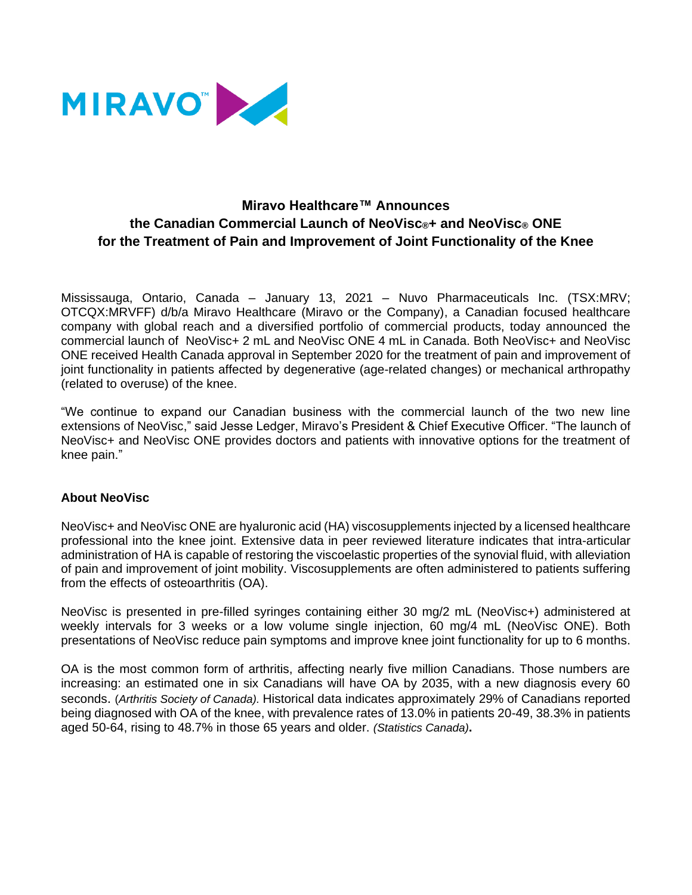MIRAVO™

# Miravo Healthcare™ Announces the Canadian Commercial Launch of NeoVisc®+ and NeoVisc® ONE for the Treatment of Pain and Improvement of Joint Functionality of the Knee

Mississauga, Ontario, Canada – January 13, 2021 – Nuvo Pharmaceuticals Inc. (TSX:MRV; OTCQX:MRVFF) d/b/a Miravo Healthcare (Miravo or the Company), a Canadian focused healthcare company with global reach and a diversified portfolio of commercial products, today announced the commercial launch of NeoVisc+ 2 mL and NeoVisc ONE 4 mL in Canada. Both NeoVisc+ and NeoVisc ONE received Health Canada approval in September 2020 for the treatment of pain and improvement of joint functionality in patients affected by degenerative (age-related changes) or mechanical arthropathy (related to overuse) of the knee.

"We continue to expand our Canadian business with the commercial launch of the two new line extensions of NeoVisc," said Jesse Ledger, Miravo's President & Chief Executive Officer. "The launch of NeoVisc+ and NeoVisc ONE provides doctors and patients with innovative options for the treatment of knee pain."

**About NeoVisc**

NeoVisc+ and NeoVisc ONE are hyaluronic acid (HA) viscosupplements injected by a licensed healthcare professional into the knee joint. Extensive data in peer reviewed literature indicates that intra-articular administration of HA is capable of restoring the viscoelastic properties of the synovial fluid, with alleviation of pain and improvement of joint mobility. Viscosupplements are often administered to patients suffering from the effects of osteoarthritis (OA).

NeoVisc is presented in pre-filled syringes containing either 30 mg/2 mL (NeoVisc+) administered at weekly intervals for 3 weeks or a low volume single injection, 60 mg/4 mL (NeoVisc ONE). Both presentations of NeoVisc reduce pain symptoms and improve knee joint functionality for up to 6 months.

OA is the most common form of arthritis, affecting nearly five million Canadians. Those numbers are increasing: an estimated one in six Canadians will have OA by 2035, with a new diagnosis every 60 seconds. (*Arthritis Society of Canada).* Historical data indicates approximately 29% of Canadians reported being diagnosed with OA of the knee, with prevalence rates of 13.0% in patients 20-49, 38.3% in patients aged 50-64, rising to 48.7% in those 65 years and older. *(Statistics Canada)***.**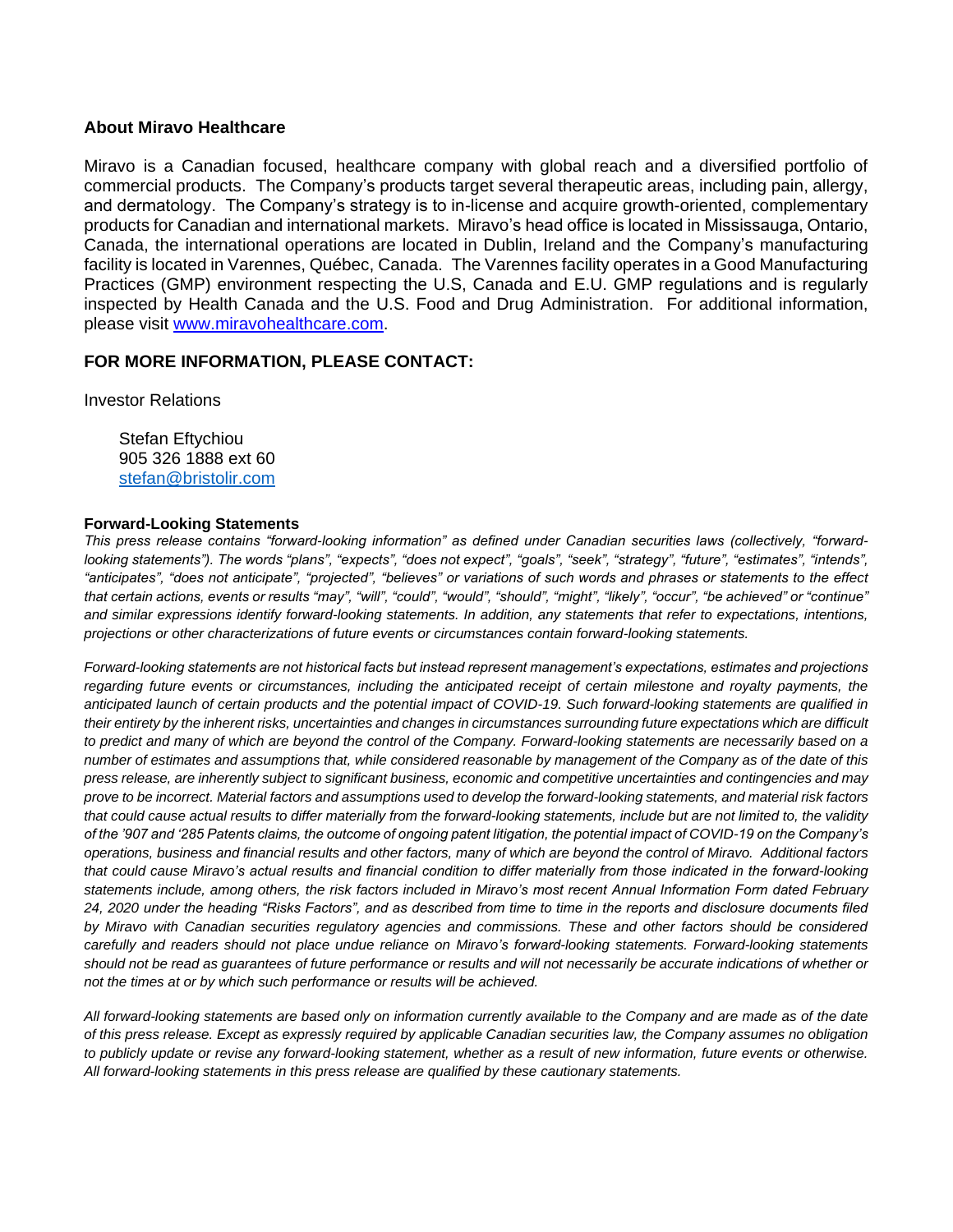## About Miravo Healthcare

Miravo is a Canadian focused, healthcare company with global reach and a diversified portfolio of commercial products. The Company's products target several therapeutic areas, including pain, allergy, and dermatology. The Company's strategy is to in-license and acquire growth-oriented, complementary products for Canadian and international markets. Miravo's head office is located in Mississauga, Ontario, Canada, the international operations are located in Dublin, Ireland and the Company's manufacturing facility is located in Varennes, Québec, Canada. The Varennes facility operates in a Good Manufacturing Practices (GMP) environment respecting the U.S, Canada and E.U. GMP regulations and is regularly inspected by Health Canada and the U.S. Food and Drug Administration. For additional information, please visit [www.miravohealthcare.com](http://www.miravohealthcare.com).

## FOR MORE INFORMATION, PLEASE CONTACT:

Investor Relations

Stefan Eftychiou
905 326 1888 ext 60
[stefan@bristolir.com](mailto:stefan@bristolir.com)

**Forward-Looking Statements**

*This press release contains "forward-looking information" as defined under Canadian securities laws (collectively, "forward-looking statements"). The words "plans", "expects", "does not expect", "goals", "seek", "strategy", "future", "estimates", "intends", "anticipates", "does not anticipate", "projected", "believes" or variations of such words and phrases or statements to the effect that certain actions, events or results "may", "will", "could", "would", "should", "might", "likely", "occur", "be achieved" or "continue" and similar expressions identify forward-looking statements. In addition, any statements that refer to expectations, intentions, projections or other characterizations of future events or circumstances contain forward-looking statements.*

*Forward-looking statements are not historical facts but instead represent management's expectations, estimates and projections regarding future events or circumstances, including the anticipated receipt of certain milestone and royalty payments, the anticipated launch of certain products and the potential impact of COVID-19. Such forward-looking statements are qualified in their entirety by the inherent risks, uncertainties and changes in circumstances surrounding future expectations which are difficult to predict and many of which are beyond the control of the Company. Forward-looking statements are necessarily based on a number of estimates and assumptions that, while considered reasonable by management of the Company as of the date of this press release, are inherently subject to significant business, economic and competitive uncertainties and contingencies and may prove to be incorrect. Material factors and assumptions used to develop the forward-looking statements, and material risk factors that could cause actual results to differ materially from the forward-looking statements, include but are not limited to, the validity of the '907 and '285 Patents claims, the outcome of ongoing patent litigation, the potential impact of COVID-19 on the Company's operations, business and financial results and other factors, many of which are beyond the control of Miravo. Additional factors that could cause Miravo's actual results and financial condition to differ materially from those indicated in the forward-looking statements include, among others, the risk factors included in Miravo's most recent Annual Information Form dated February 24, 2020 under the heading "Risks Factors", and as described from time to time in the reports and disclosure documents filed by Miravo with Canadian securities regulatory agencies and commissions. These and other factors should be considered carefully and readers should not place undue reliance on Miravo's forward-looking statements. Forward-looking statements should not be read as guarantees of future performance or results and will not necessarily be accurate indications of whether or not the times at or by which such performance or results will be achieved.*

*All forward-looking statements are based only on information currently available to the Company and are made as of the date of this press release. Except as expressly required by applicable Canadian securities law, the Company assumes no obligation to publicly update or revise any forward-looking statement, whether as a result of new information, future events or otherwise. All forward-looking statements in this press release are qualified by these cautionary statements.*